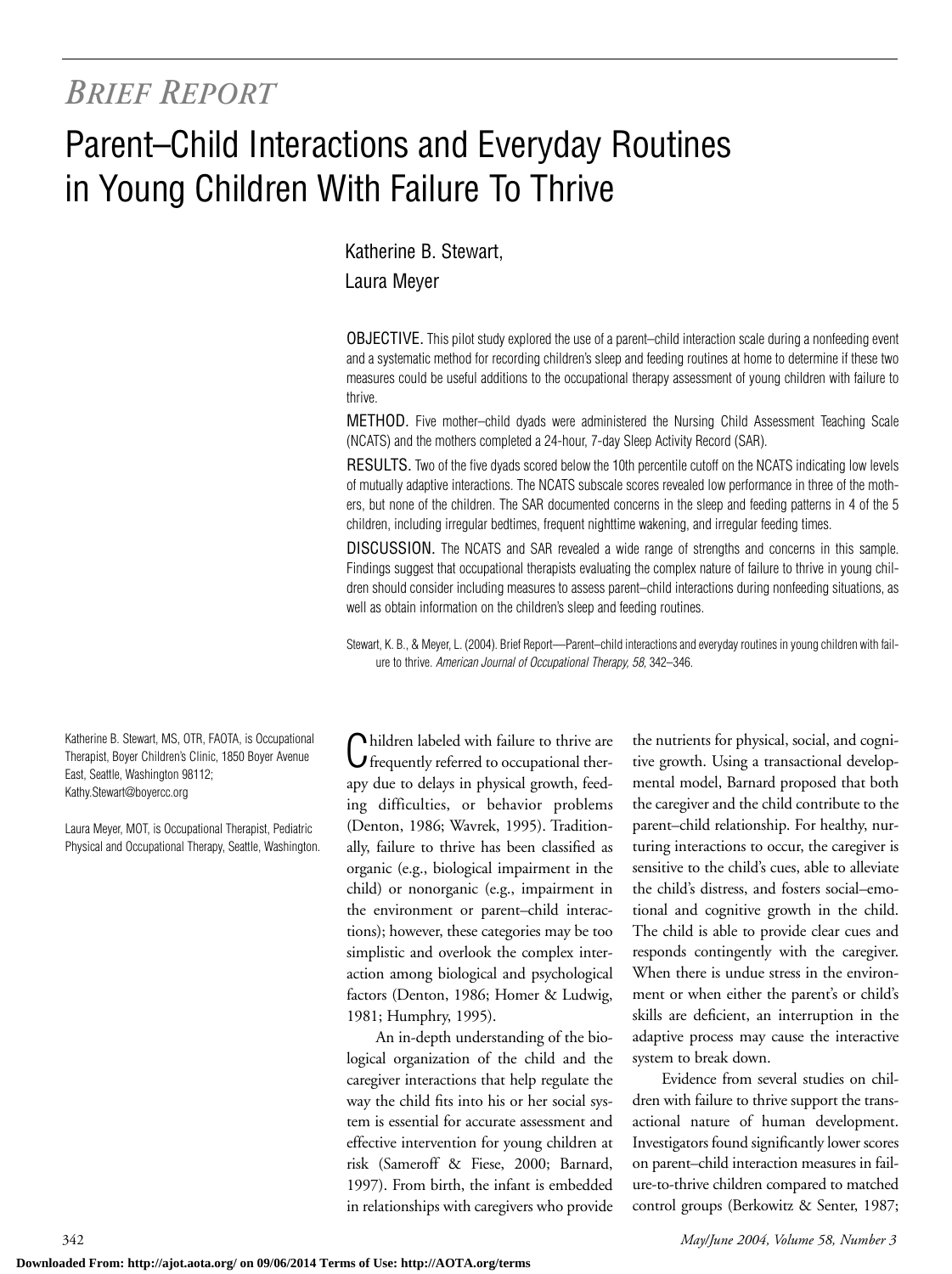*BRIEF REPORT*

# Parent–Child Interactions and Everyday Routines in Young Children With Failure To Thrive

Katherine B. Stewart,
Laura Meyer

OBJECTIVE. This pilot study explored the use of a parent–child interaction scale during a nonfeeding event and a systematic method for recording children's sleep and feeding routines at home to determine if these two measures could be useful additions to the occupational therapy assessment of young children with failure to thrive.

METHOD. Five mother–child dyads were administered the Nursing Child Assessment Teaching Scale (NCATS) and the mothers completed a 24-hour, 7-day Sleep Activity Record (SAR).

RESULTS. Two of the five dyads scored below the 10th percentile cutoff on the NCATS indicating low levels of mutually adaptive interactions. The NCATS subscale scores revealed low performance in three of the mothers, but none of the children. The SAR documented concerns in the sleep and feeding patterns in 4 of the 5 children, including irregular bedtimes, frequent nighttime wakening, and irregular feeding times.

DISCUSSION. The NCATS and SAR revealed a wide range of strengths and concerns in this sample. Findings suggest that occupational therapists evaluating the complex nature of failure to thrive in young children should consider including measures to assess parent–child interactions during nonfeeding situations, as well as obtain information on the children's sleep and feeding routines.

Stewart, K. B., & Meyer, L. (2004). Brief Report—Parent–child interactions and everyday routines in young children with failure to thrive. *American Journal of Occupational Therapy, 58,* 342–346.

Katherine B. Stewart, MS, OTR, FAOTA, is Occupational Therapist, Boyer Children's Clinic, 1850 Boyer Avenue East, Seattle, Washington 98112; Kathy.Stewart@boyercc.org

Laura Meyer, MOT, is Occupational Therapist, Pediatric Physical and Occupational Therapy, Seattle, Washington.

Children labeled with failure to thrive are frequently referred to occupational therapy due to delays in physical growth, feeding difficulties, or behavior problems (Denton, 1986; Wavrek, 1995). Traditionally, failure to thrive has been classified as organic (e.g., biological impairment in the child) or nonorganic (e.g., impairment in the environment or parent–child interactions); however, these categories may be too simplistic and overlook the complex interaction among biological and psychological factors (Denton, 1986; Homer & Ludwig, 1981; Humphry, 1995).

An in-depth understanding of the biological organization of the child and the caregiver interactions that help regulate the way the child fits into his or her social system is essential for accurate assessment and effective intervention for young children at risk (Sameroff & Fiese, 2000; Barnard, 1997). From birth, the infant is embedded in relationships with caregivers who provide the nutrients for physical, social, and cognitive growth. Using a transactional developmental model, Barnard proposed that both the caregiver and the child contribute to the parent–child relationship. For healthy, nurturing interactions to occur, the caregiver is sensitive to the child's cues, able to alleviate the child's distress, and fosters social–emotional and cognitive growth in the child. The child is able to provide clear cues and responds contingently with the caregiver. When there is undue stress in the environment or when either the parent's or child's skills are deficient, an interruption in the adaptive process may cause the interactive system to break down.

Evidence from several studies on children with failure to thrive support the transactional nature of human development. Investigators found significantly lower scores on parent–child interaction measures in failure-to-thrive children compared to matched control groups (Berkowitz & Senter, 1987;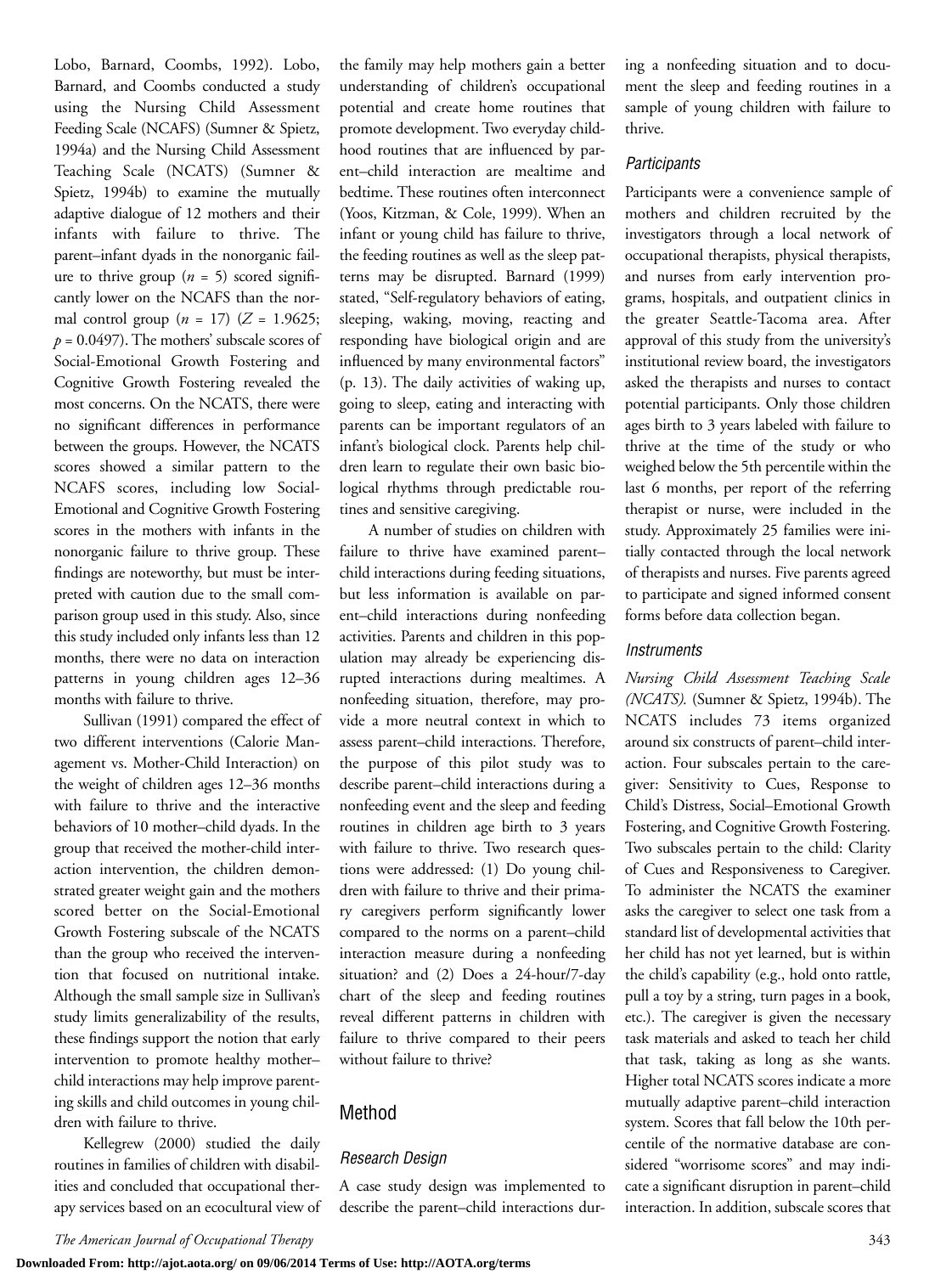Lobo, Barnard, Coombs, 1992). Lobo, Barnard, and Coombs conducted a study using the Nursing Child Assessment Feeding Scale (NCAFS) (Sumner & Spietz, 1994a) and the Nursing Child Assessment Teaching Scale (NCATS) (Sumner & Spietz, 1994b) to examine the mutually adaptive dialogue of 12 mothers and their infants with failure to thrive. The parent–infant dyads in the nonorganic failure to thrive group ($n$ = 5) scored significantly lower on the NCAFS than the normal control group ($n$ = 17) ($Z$ = 1.9625; $p$ = 0.0497). The mothers' subscale scores of Social-Emotional Growth Fostering and Cognitive Growth Fostering revealed the most concerns. On the NCATS, there were no significant differences in performance between the groups. However, the NCATS scores showed a similar pattern to the NCAFS scores, including low Social-Emotional and Cognitive Growth Fostering scores in the mothers with infants in the nonorganic failure to thrive group. These findings are noteworthy, but must be interpreted with caution due to the small comparison group used in this study. Also, since this study included only infants less than 12 months, there were no data on interaction patterns in young children ages 12–36 months with failure to thrive.

Sullivan (1991) compared the effect of two different interventions (Calorie Management vs. Mother-Child Interaction) on the weight of children ages 12–36 months with failure to thrive and the interactive behaviors of 10 mother–child dyads. In the group that received the mother-child interaction intervention, the children demonstrated greater weight gain and the mothers scored better on the Social-Emotional Growth Fostering subscale of the NCATS than the group who received the intervention that focused on nutritional intake. Although the small sample size in Sullivan's study limits generalizability of the results, these findings support the notion that early intervention to promote healthy mother–child interactions may help improve parenting skills and child outcomes in young children with failure to thrive.

Kellegrew (2000) studied the daily routines in families of children with disabilities and concluded that occupational therapy services based on an ecocultural view of the family may help mothers gain a better understanding of children's occupational potential and create home routines that promote development. Two everyday childhood routines that are influenced by parent–child interaction are mealtime and bedtime. These routines often interconnect (Yoos, Kitzman, & Cole, 1999). When an infant or young child has failure to thrive, the feeding routines as well as the sleep patterns may be disrupted. Barnard (1999) stated, "Self-regulatory behaviors of eating, sleeping, waking, moving, reacting and responding have biological origin and are influenced by many environmental factors" (p. 13). The daily activities of waking up, going to sleep, eating and interacting with parents can be important regulators of an infant's biological clock. Parents help children learn to regulate their own basic biological rhythms through predictable routines and sensitive caregiving.

A number of studies on children with failure to thrive have examined parent–child interactions during feeding situations, but less information is available on parent–child interactions during nonfeeding activities. Parents and children in this population may already be experiencing disrupted interactions during mealtimes. A nonfeeding situation, therefore, may provide a more neutral context in which to assess parent–child interactions. Therefore, the purpose of this pilot study was to describe parent–child interactions during a nonfeeding event and the sleep and feeding routines in children age birth to 3 years with failure to thrive. Two research questions were addressed: (1) Do young children with failure to thrive and their primary caregivers perform significantly lower compared to the norms on a parent–child interaction measure during a nonfeeding situation? and (2) Does a 24-hour/7-day chart of the sleep and feeding routines reveal different patterns in children with failure to thrive compared to their peers without failure to thrive?

## Method

### Research Design

A case study design was implemented to describe the parent–child interactions during a nonfeeding situation and to document the sleep and feeding routines in a sample of young children with failure to thrive.

### Participants

Participants were a convenience sample of mothers and children recruited by the investigators through a local network of occupational therapists, physical therapists, and nurses from early intervention programs, hospitals, and outpatient clinics in the greater Seattle-Tacoma area. After approval of this study from the university's institutional review board, the investigators asked the therapists and nurses to contact potential participants. Only those children ages birth to 3 years labeled with failure to thrive at the time of the study or who weighed below the 5th percentile within the last 6 months, per report of the referring therapist or nurse, were included in the study. Approximately 25 families were initially contacted through the local network of therapists and nurses. Five parents agreed to participate and signed informed consent forms before data collection began.

### Instruments

*Nursing Child Assessment Teaching Scale (NCATS).* (Sumner & Spietz, 1994b). The NCATS includes 73 items organized around six constructs of parent–child interaction. Four subscales pertain to the caregiver: Sensitivity to Cues, Response to Child's Distress, Social–Emotional Growth Fostering, and Cognitive Growth Fostering. Two subscales pertain to the child: Clarity of Cues and Responsiveness to Caregiver. To administer the NCATS the examiner asks the caregiver to select one task from a standard list of developmental activities that her child has not yet learned, but is within the child's capability (e.g., hold onto rattle, pull a toy by a string, turn pages in a book, etc.). The caregiver is given the necessary task materials and asked to teach her child that task, taking as long as she wants. Higher total NCATS scores indicate a more mutually adaptive parent–child interaction system. Scores that fall below the 10th percentile of the normative database are considered "worrisome scores" and may indicate a significant disruption in parent–child interaction. In addition, subscale scores that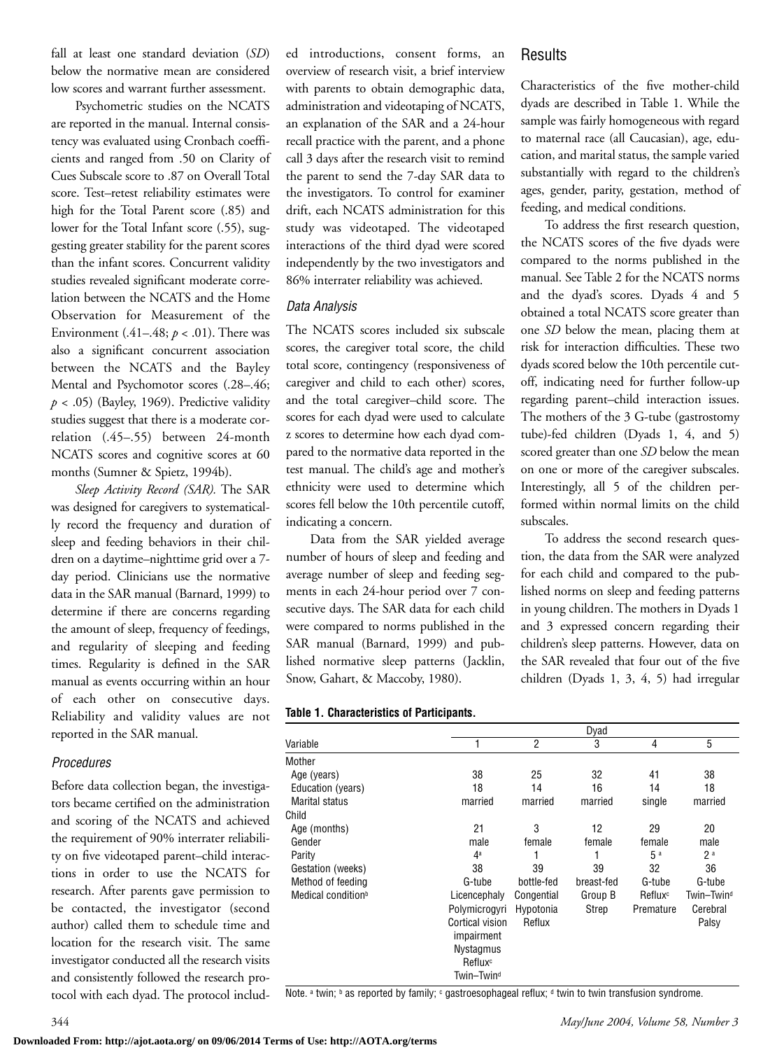fall at least one standard deviation (*SD*) below the normative mean are considered low scores and warrant further assessment.

Psychometric studies on the NCATS are reported in the manual. Internal consistency was evaluated using Cronbach coefficients and ranged from .50 on Clarity of Cues Subscale score to .87 on Overall Total score. Test–retest reliability estimates were high for the Total Parent score (.85) and lower for the Total Infant score (.55), suggesting greater stability for the parent scores than the infant scores. Concurrent validity studies revealed significant moderate correlation between the NCATS and the Home Observation for Measurement of the Environment (.41–.48; $p < .01$). There was also a significant concurrent association between the NCATS and the Bayley Mental and Psychomotor scores (.28–.46; $p < .05$) (Bayley, 1969). Predictive validity studies suggest that there is a moderate correlation (.45–.55) between 24-month NCATS scores and cognitive scores at 60 months (Sumner & Spietz, 1994b).

*Sleep Activity Record (SAR).* The SAR was designed for caregivers to systematically record the frequency and duration of sleep and feeding behaviors in their children on a daytime–nighttime grid over a 7-day period. Clinicians use the normative data in the SAR manual (Barnard, 1999) to determine if there are concerns regarding the amount of sleep, frequency of feedings, and regularity of sleeping and feeding times. Regularity is defined in the SAR manual as events occurring within an hour of each other on consecutive days. Reliability and validity values are not reported in the SAR manual.

### *Procedures*

Before data collection began, the investigators became certified on the administration and scoring of the NCATS and achieved the requirement of 90% interrater reliability on five videotaped parent–child interactions in order to use the NCATS for research. After parents gave permission to be contacted, the investigator (second author) called them to schedule time and location for the research visit. The same investigator conducted all the research visits and consistently followed the research protocol with each dyad. The protocol included introductions, consent forms, an overview of research visit, a brief interview with parents to obtain demographic data, administration and videotaping of NCATS, an explanation of the SAR and a 24-hour recall practice with the parent, and a phone call 3 days after the research visit to remind the parent to send the 7-day SAR data to the investigators. To control for examiner drift, each NCATS administration for this study was videotaped. The videotaped interactions of the third dyad were scored independently by the two investigators and 86% interrater reliability was achieved.

### *Data Analysis*

The NCATS scores included six subscale scores, the caregiver total score, the child total score, contingency (responsiveness of caregiver and child to each other) scores, and the total caregiver–child score. The scores for each dyad were used to calculate z scores to determine how each dyad compared to the normative data reported in the test manual. The child's age and mother's ethnicity were used to determine which scores fell below the 10th percentile cutoff, indicating a concern.

Data from the SAR yielded average number of hours of sleep and feeding and average number of sleep and feeding segments in each 24-hour period over 7 consecutive days. The SAR data for each child were compared to norms published in the SAR manual (Barnard, 1999) and published normative sleep patterns (Jacklin, Snow, Gahart, & Maccoby, 1980).

## Results

Characteristics of the five mother-child dyads are described in Table 1. While the sample was fairly homogeneous with regard to maternal race (all Caucasian), age, education, and marital status, the sample varied substantially with regard to the children's ages, gender, parity, gestation, method of feeding, and medical conditions.

To address the first research question, the NCATS scores of the five dyads were compared to the norms published in the manual. See Table 2 for the NCATS norms and the dyad's scores. Dyads 4 and 5 obtained a total NCATS score greater than one *SD* below the mean, placing them at risk for interaction difficulties. These two dyads scored below the 10th percentile cutoff, indicating need for further follow-up regarding parent–child interaction issues. The mothers of the 3 G-tube (gastrostomy tube)-fed children (Dyads 1, 4, and 5) scored greater than one *SD* below the mean on one or more of the caregiver subscales. Interestingly, all 5 of the children performed within normal limits on the child subscales.

To address the second research question, the data from the SAR were analyzed for each child and compared to the published norms on sleep and feeding patterns in young children. The mothers in Dyads 1 and 3 expressed concern regarding their children's sleep patterns. However, data on the SAR revealed that four out of the five children (Dyads 1, 3, 4, 5) had irregular

**Table 1. Characteristics of Participants.**

| Variable | Dyad 1 | 2 | 3 | 4 | 5 |
|---|---|---|---|---|---|
| Mother | | | | | |
| Age (years) | 38 | 25 | 32 | 41 | 38 |
| Education (years) | 18 | 14 | 16 | 14 | 18 |
| Marital status | married | married | married | single | married |
| Child | | | | | |
| Age (months) | 21 | 3 | 12 | 29 | 20 |
| Gender | male | female | female | female | male |
| Parity | 4[a] | 1 | 1 | 5[a] | 2[a] |
| Gestation (weeks) | 38 | 39 | 39 | 32 | 36 |
| Method of feeding | G-tube | bottle-fed | breast-fed | G-tube | G-tube |
| Medical condition[b] | Licencephaly Polymicrogyri Cortical vision impairment Nystagmus Reflux[c] Twin–Twin[d] | Congential Hypotonia Reflux | Group B Strep | Reflux[c] Premature | Twin–Twin[d] Cerebral Palsy |

Note. [a] twin; [b] as reported by family; [c] gastroesophageal reflux; [d] twin to twin transfusion syndrome.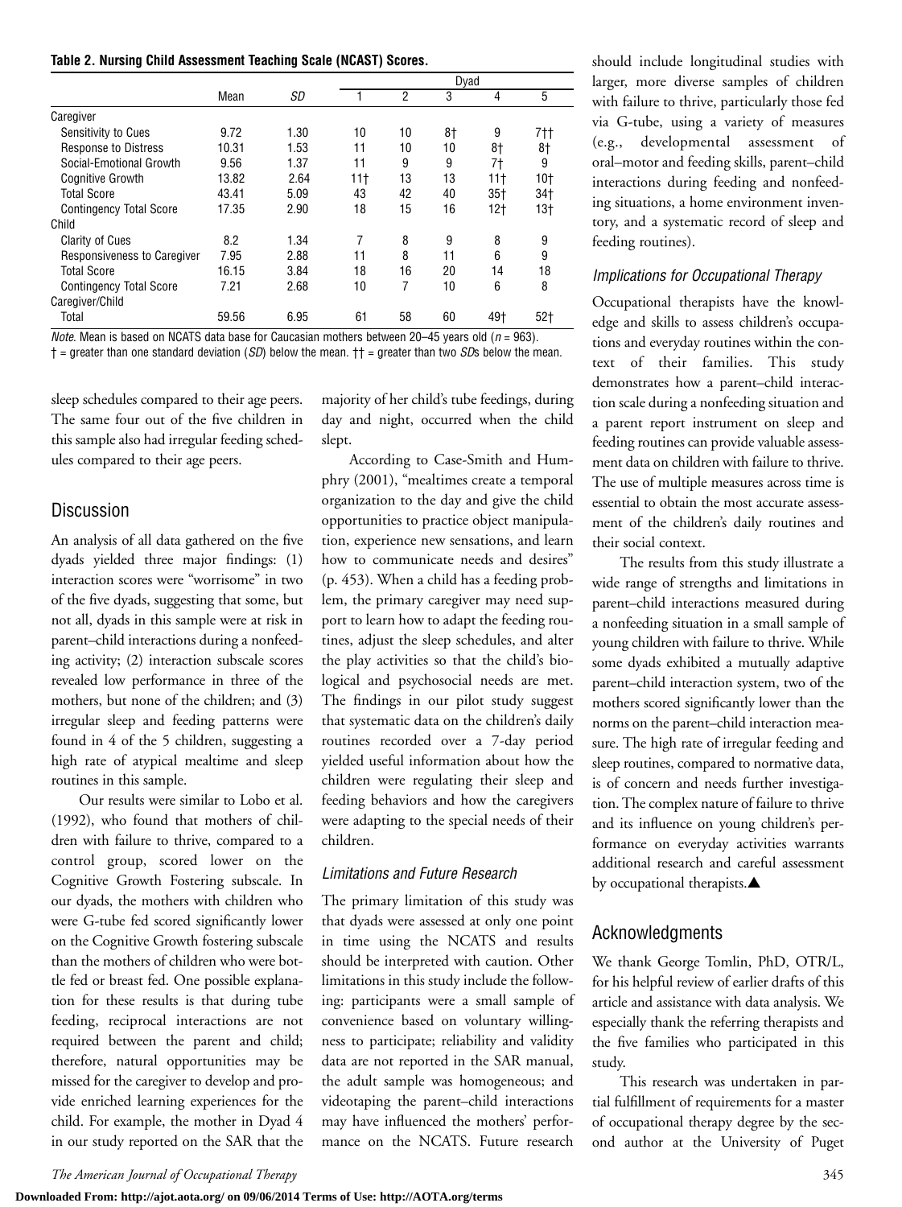**Table 2. Nursing Child Assessment Teaching Scale (NCAST) Scores.**

| | Mean | *SD* | Dyad | | | | |
|---|---|---|---|---|---|---|---|
| | | | 1 | 2 | 3 | 4 | 5 |
| Caregiver | | | | | | | |
| Sensitivity to Cues | 9.72 | 1.30 | 10 | 10 | 8† | 9 | 7†† |
| Response to Distress | 10.31 | 1.53 | 11 | 10 | 10 | 8† | 8† |
| Social-Emotional Growth | 9.56 | 1.37 | 11 | 9 | 9 | 7† | 9 |
| Cognitive Growth | 13.82 | 2.64 | 11† | 13 | 13 | 11† | 10† |
| Total Score | 43.41 | 5.09 | 43 | 42 | 40 | 35† | 34† |
| Contingency Total Score | 17.35 | 2.90 | 18 | 15 | 16 | 12† | 13† |
| Child | | | | | | | |
| Clarity of Cues | 8.2 | 1.34 | 7 | 8 | 9 | 8 | 9 |
| Responsiveness to Caregiver | 7.95 | 2.88 | 11 | 8 | 11 | 6 | 9 |
| Total Score | 16.15 | 3.84 | 18 | 16 | 20 | 14 | 18 |
| Contingency Total Score | 7.21 | 2.68 | 10 | 7 | 10 | 6 | 8 |
| Caregiver/Child | | | | | | | |
| Total | 59.56 | 6.95 | 61 | 58 | 60 | 49† | 52† |

*Note.* Mean is based on NCATS data base for Caucasian mothers between 20–45 years old ($n$ = 963).
† = greater than one standard deviation (*SD*) below the mean. †† = greater than two *SD*s below the mean.

sleep schedules compared to their age peers. The same four out of the five children in this sample also had irregular feeding schedules compared to their age peers.

## Discussion

An analysis of all data gathered on the five dyads yielded three major findings: (1) interaction scores were "worrisome" in two of the five dyads, suggesting that some, but not all, dyads in this sample were at risk in parent–child interactions during a nonfeeding activity; (2) interaction subscale scores revealed low performance in three of the mothers, but none of the children; and (3) irregular sleep and feeding patterns were found in 4 of the 5 children, suggesting a high rate of atypical mealtime and sleep routines in this sample.

Our results were similar to Lobo et al. (1992), who found that mothers of children with failure to thrive, compared to a control group, scored lower on the Cognitive Growth Fostering subscale. In our dyads, the mothers with children who were G-tube fed scored significantly lower on the Cognitive Growth fostering subscale than the mothers of children who were bottle fed or breast fed. One possible explanation for these results is that during tube feeding, reciprocal interactions are not required between the parent and child; therefore, natural opportunities may be missed for the caregiver to develop and provide enriched learning experiences for the child. For example, the mother in Dyad 4 in our study reported on the SAR that the majority of her child's tube feedings, during day and night, occurred when the child slept.

According to Case-Smith and Humphry (2001), "mealtimes create a temporal organization to the day and give the child opportunities to practice object manipulation, experience new sensations, and learn how to communicate needs and desires" (p. 453). When a child has a feeding problem, the primary caregiver may need support to learn how to adapt the feeding routines, adjust the sleep schedules, and alter the play activities so that the child's biological and psychosocial needs are met. The findings in our pilot study suggest that systematic data on the children's daily routines recorded over a 7-day period yielded useful information about how the children were regulating their sleep and feeding behaviors and how the caregivers were adapting to the special needs of their children.

### Limitations and Future Research

The primary limitation of this study was that dyads were assessed at only one point in time using the NCATS and results should be interpreted with caution. Other limitations in this study include the following: participants were a small sample of convenience based on voluntary willingness to participate; reliability and validity data are not reported in the SAR manual, the adult sample was homogeneous; and videotaping the parent–child interactions may have influenced the mothers' performance on the NCATS. Future research should include longitudinal studies with larger, more diverse samples of children with failure to thrive, particularly those fed via G-tube, using a variety of measures (e.g., developmental assessment of oral–motor and feeding skills, parent–child interactions during feeding and nonfeeding situations, a home environment inventory, and a systematic record of sleep and feeding routines).

### Implications for Occupational Therapy

Occupational therapists have the knowledge and skills to assess children's occupations and everyday routines within the context of their families. This study demonstrates how a parent–child interaction scale during a nonfeeding situation and a parent report instrument on sleep and feeding routines can provide valuable assessment data on children with failure to thrive. The use of multiple measures across time is essential to obtain the most accurate assessment of the children's daily routines and their social context.

The results from this study illustrate a wide range of strengths and limitations in parent–child interactions measured during a nonfeeding situation in a small sample of young children with failure to thrive. While some dyads exhibited a mutually adaptive parent–child interaction system, two of the mothers scored significantly lower than the norms on the parent–child interaction measure. The high rate of irregular feeding and sleep routines, compared to normative data, is of concern and needs further investigation. The complex nature of failure to thrive and its influence on young children's performance on everyday activities warrants additional research and careful assessment by occupational therapists.▲

## Acknowledgments

We thank George Tomlin, PhD, OTR/L, for his helpful review of earlier drafts of this article and assistance with data analysis. We especially thank the referring therapists and the five families who participated in this study.

This research was undertaken in partial fulfillment of requirements for a master of occupational therapy degree by the second author at the University of Puget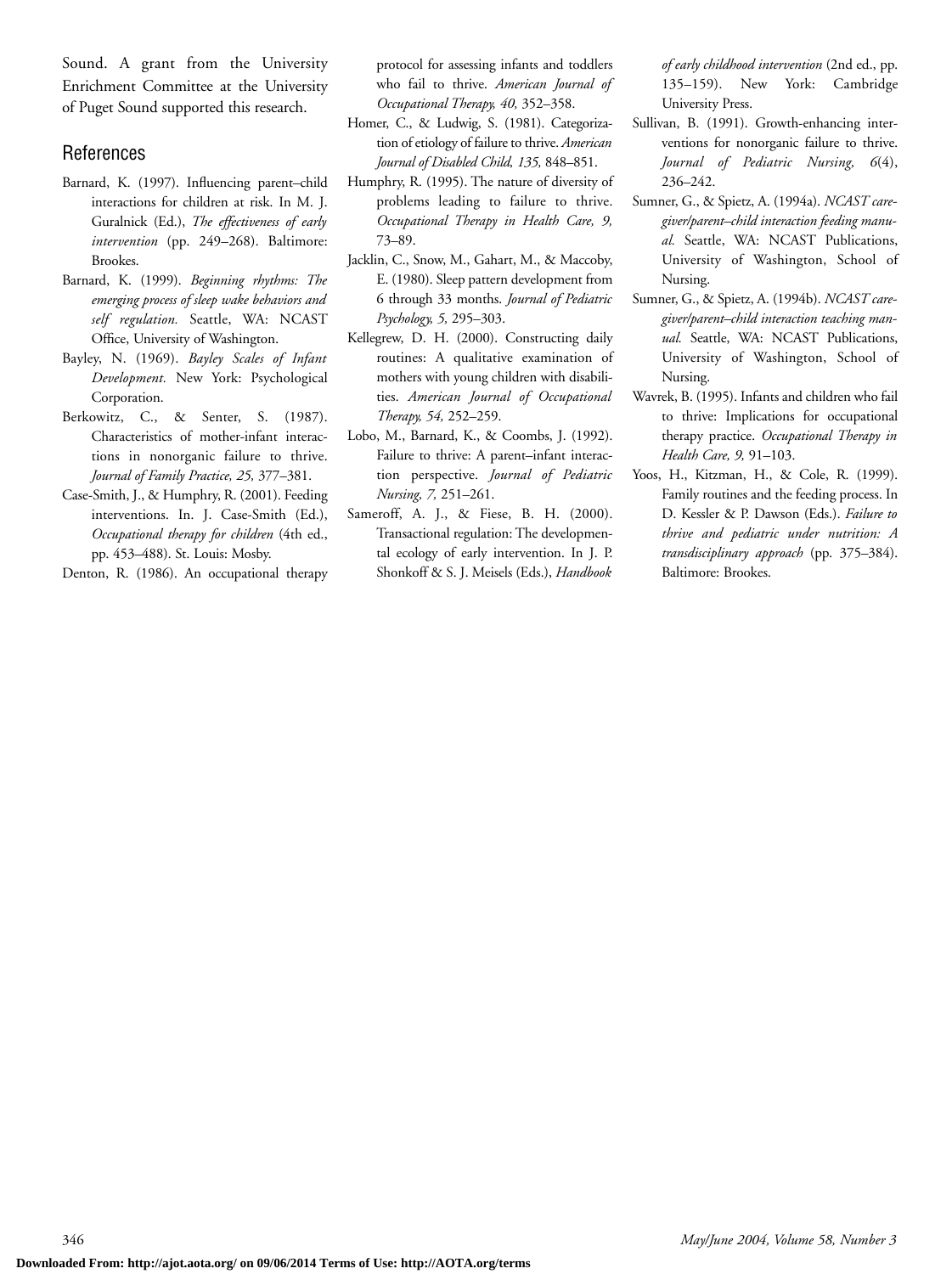Sound. A grant from the University Enrichment Committee at the University of Puget Sound supported this research.

## References

Barnard, K. (1997). Influencing parent–child interactions for children at risk. In M. J. Guralnick (Ed.), *The effectiveness of early intervention* (pp. 249–268). Baltimore: Brookes.

Barnard, K. (1999). *Beginning rhythms: The emerging process of sleep wake behaviors and self regulation.* Seattle, WA: NCAST Office, University of Washington.

Bayley, N. (1969). *Bayley Scales of Infant Development.* New York: Psychological Corporation.

Berkowitz, C., & Senter, S. (1987). Characteristics of mother-infant interactions in nonorganic failure to thrive. *Journal of Family Practice, 25,* 377–381.

Case-Smith, J., & Humphry, R. (2001). Feeding interventions. In. J. Case-Smith (Ed.), *Occupational therapy for children* (4th ed., pp. 453–488). St. Louis: Mosby.

Denton, R. (1986). An occupational therapy protocol for assessing infants and toddlers who fail to thrive. *American Journal of Occupational Therapy, 40,* 352–358.

Homer, C., & Ludwig, S. (1981). Categorization of etiology of failure to thrive. *American Journal of Disabled Child, 135,* 848–851.

Humphry, R. (1995). The nature of diversity of problems leading to failure to thrive. *Occupational Therapy in Health Care, 9,* 73–89.

Jacklin, C., Snow, M., Gahart, M., & Maccoby, E. (1980). Sleep pattern development from 6 through 33 months. *Journal of Pediatric Psychology, 5,* 295–303.

Kellegrew, D. H. (2000). Constructing daily routines: A qualitative examination of mothers with young children with disabilities. *American Journal of Occupational Therapy, 54,* 252–259.

Lobo, M., Barnard, K., & Coombs, J. (1992). Failure to thrive: A parent–infant interaction perspective. *Journal of Pediatric Nursing, 7,* 251–261.

Sameroff, A. J., & Fiese, B. H. (2000). Transactional regulation: The developmental ecology of early intervention. In J. P. Shonkoff & S. J. Meisels (Eds.), *Handbook of early childhood intervention* (2nd ed., pp. 135–159). New York: Cambridge University Press.

Sullivan, B. (1991). Growth-enhancing interventions for nonorganic failure to thrive. *Journal of Pediatric Nursing, 6*(4), 236–242.

Sumner, G., & Spietz, A. (1994a). *NCAST caregiver/parent–child interaction feeding manual.* Seattle, WA: NCAST Publications, University of Washington, School of Nursing.

Sumner, G., & Spietz, A. (1994b). *NCAST caregiver/parent–child interaction teaching manual.* Seattle, WA: NCAST Publications, University of Washington, School of Nursing.

Wavrek, B. (1995). Infants and children who fail to thrive: Implications for occupational therapy practice. *Occupational Therapy in Health Care, 9,* 91–103.

Yoos, H., Kitzman, H., & Cole, R. (1999). Family routines and the feeding process. In D. Kessler & P. Dawson (Eds.). *Failure to thrive and pediatric under nutrition: A transdisciplinary approach* (pp. 375–384). Baltimore: Brookes.